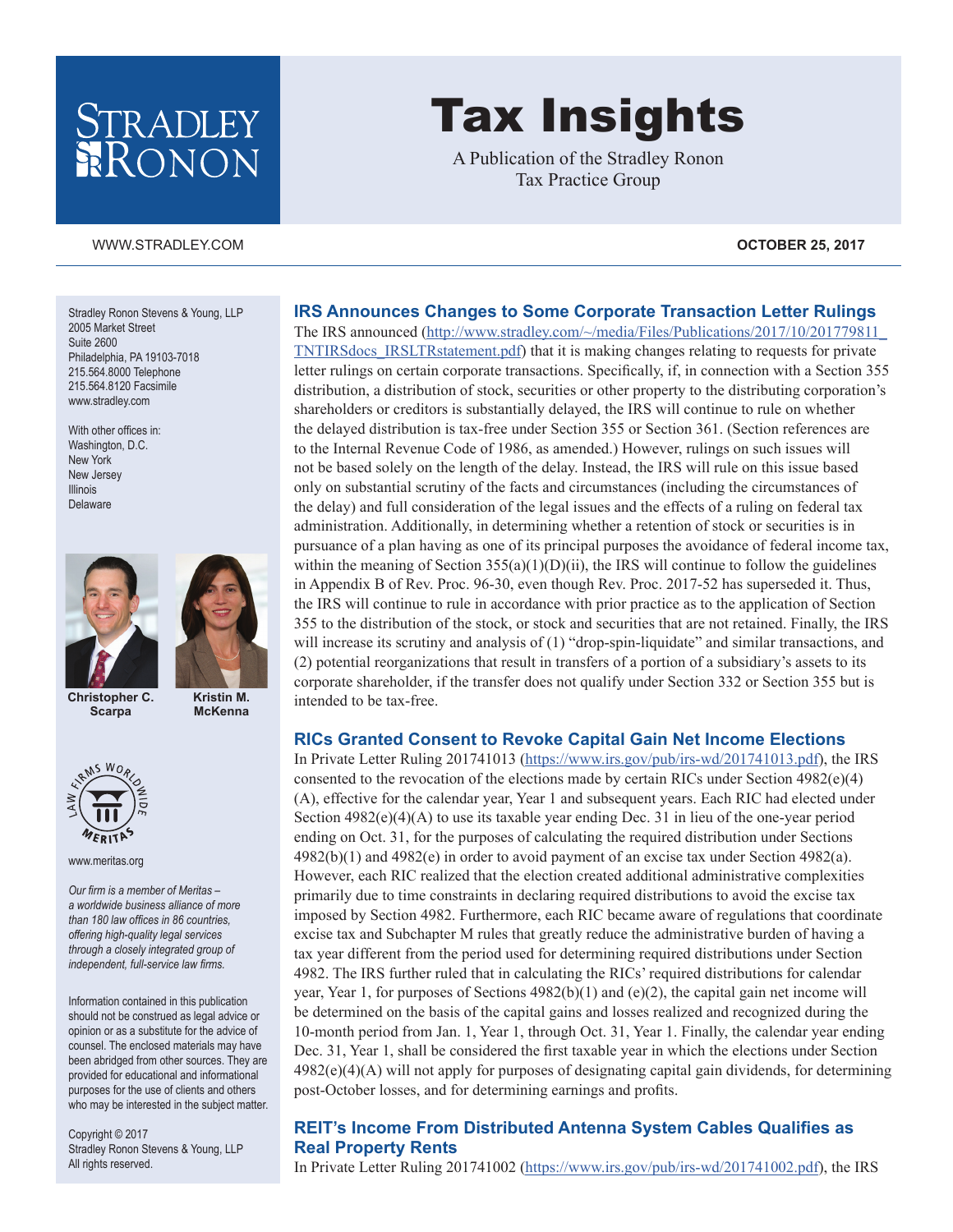# Tax Insights

A Publication of the Stradley Ronon Tax Practice Group

WWW.STRADLEY.COM

**OCTOBER 25, 2017**

Stradley Ronon Stevens & Young, LLP
2005 Market Street
Suite 2600
Philadelphia, PA 19103-7018
215.564.8000 Telephone
215.564.8120 Facsimile
www.stradley.com

With other offices in:
Washington, D.C.
New York
New Jersey
Illinois
Delaware

**Christopher C. Scarpa**

**Kristin M. McKenna**

www.meritas.org

*Our firm is a member of Meritas – a worldwide business alliance of more than 180 law offices in 86 countries, offering high-quality legal services through a closely integrated group of independent, full-service law firms.*

Information contained in this publication should not be construed as legal advice or opinion or as a substitute for the advice of counsel. The enclosed materials may have been abridged from other sources. They are provided for educational and informational purposes for the use of clients and others who may be interested in the subject matter.

Copyright © 2017
Stradley Ronon Stevens & Young, LLP
All rights reserved.

## IRS Announces Changes to Some Corporate Transaction Letter Rulings

The IRS announced (http://www.stradley.com/~/media/Files/Publications/2017/10/201779811_TNTIRSdocs_IRSLTRstatement.pdf) that it is making changes relating to requests for private letter rulings on certain corporate transactions. Specifically, if, in connection with a Section 355 distribution, a distribution of stock, securities or other property to the distributing corporation's shareholders or creditors is substantially delayed, the IRS will continue to rule on whether the delayed distribution is tax-free under Section 355 or Section 361. (Section references are to the Internal Revenue Code of 1986, as amended.) However, rulings on such issues will not be based solely on the length of the delay. Instead, the IRS will rule on this issue based only on substantial scrutiny of the facts and circumstances (including the circumstances of the delay) and full consideration of the legal issues and the effects of a ruling on federal tax administration. Additionally, in determining whether a retention of stock or securities is in pursuance of a plan having as one of its principal purposes the avoidance of federal income tax, within the meaning of Section 355(a)(1)(D)(ii), the IRS will continue to follow the guidelines in Appendix B of Rev. Proc. 96-30, even though Rev. Proc. 2017-52 has superseded it. Thus, the IRS will continue to rule in accordance with prior practice as to the application of Section 355 to the distribution of the stock, or stock and securities that are not retained. Finally, the IRS will increase its scrutiny and analysis of (1) "drop-spin-liquidate" and similar transactions, and (2) potential reorganizations that result in transfers of a portion of a subsidiary's assets to its corporate shareholder, if the transfer does not qualify under Section 332 or Section 355 but is intended to be tax-free.

## RICs Granted Consent to Revoke Capital Gain Net Income Elections

In Private Letter Ruling 201741013 (https://www.irs.gov/pub/irs-wd/201741013.pdf), the IRS consented to the revocation of the elections made by certain RICs under Section 4982(e)(4)(A), effective for the calendar year, Year 1 and subsequent years. Each RIC had elected under Section 4982(e)(4)(A) to use its taxable year ending Dec. 31 in lieu of the one-year period ending on Oct. 31, for the purposes of calculating the required distribution under Sections 4982(b)(1) and 4982(e) in order to avoid payment of an excise tax under Section 4982(a). However, each RIC realized that the election created additional administrative complexities primarily due to time constraints in declaring required distributions to avoid the excise tax imposed by Section 4982. Furthermore, each RIC became aware of regulations that coordinate excise tax and Subchapter M rules that greatly reduce the administrative burden of having a tax year different from the period used for determining required distributions under Section 4982. The IRS further ruled that in calculating the RICs' required distributions for calendar year, Year 1, for purposes of Sections 4982(b)(1) and (e)(2), the capital gain net income will be determined on the basis of the capital gains and losses realized and recognized during the 10-month period from Jan. 1, Year 1, through Oct. 31, Year 1. Finally, the calendar year ending Dec. 31, Year 1, shall be considered the first taxable year in which the elections under Section 4982(e)(4)(A) will not apply for purposes of designating capital gain dividends, for determining post-October losses, and for determining earnings and profits.

## REIT's Income From Distributed Antenna System Cables Qualifies as Real Property Rents

In Private Letter Ruling 201741002 (https://www.irs.gov/pub/irs-wd/201741002.pdf), the IRS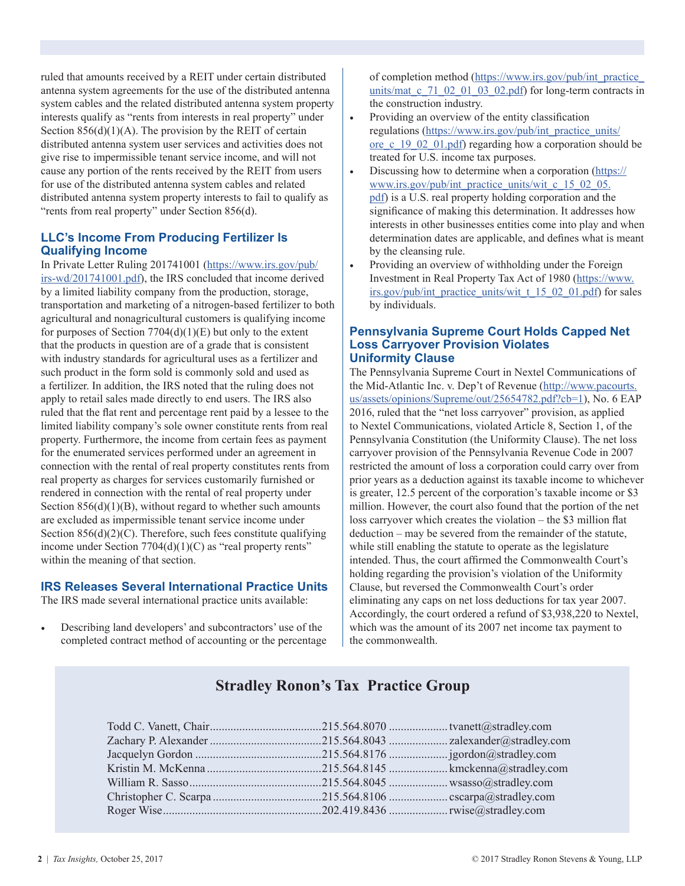ruled that amounts received by a REIT under certain distributed antenna system agreements for the use of the distributed antenna system cables and the related distributed antenna system property interests qualify as "rents from interests in real property" under Section 856(d)(1)(A). The provision by the REIT of certain distributed antenna system user services and activities does not give rise to impermissible tenant service income, and will not cause any portion of the rents received by the REIT from users for use of the distributed antenna system cables and related distributed antenna system property interests to fail to qualify as "rents from real property" under Section 856(d).

## LLC's Income From Producing Fertilizer Is Qualifying Income

In Private Letter Ruling 201741001 (https://www.irs.gov/pub/irs-wd/201741001.pdf), the IRS concluded that income derived by a limited liability company from the production, storage, transportation and marketing of a nitrogen-based fertilizer to both agricultural and nonagricultural customers is qualifying income for purposes of Section 7704(d)(1)(E) but only to the extent that the products in question are of a grade that is consistent with industry standards for agricultural uses as a fertilizer and such product in the form sold is commonly sold and used as a fertilizer. In addition, the IRS noted that the ruling does not apply to retail sales made directly to end users. The IRS also ruled that the flat rent and percentage rent paid by a lessee to the limited liability company's sole owner constitute rents from real property. Furthermore, the income from certain fees as payment for the enumerated services performed under an agreement in connection with the rental of real property constitutes rents from real property as charges for services customarily furnished or rendered in connection with the rental of real property under Section 856(d)(1)(B), without regard to whether such amounts are excluded as impermissible tenant service income under Section 856(d)(2)(C). Therefore, such fees constitute qualifying income under Section 7704(d)(1)(C) as "real property rents" within the meaning of that section.

## IRS Releases Several International Practice Units

The IRS made several international practice units available:

- Describing land developers' and subcontractors' use of the completed contract method of accounting or the percentage of completion method (https://www.irs.gov/pub/int_practice_units/mat_c_71_02_01_03_02.pdf) for long-term contracts in the construction industry.
- Providing an overview of the entity classification regulations (https://www.irs.gov/pub/int_practice_units/ore_c_19_02_01.pdf) regarding how a corporation should be treated for U.S. income tax purposes.
- Discussing how to determine when a corporation (https://www.irs.gov/pub/int_practice_units/wit_c_15_02_05.pdf) is a U.S. real property holding corporation and the significance of making this determination. It addresses how interests in other businesses entities come into play and when determination dates are applicable, and defines what is meant by the cleansing rule.
- Providing an overview of withholding under the Foreign Investment in Real Property Tax Act of 1980 (https://www.irs.gov/pub/int_practice_units/wit_t_15_02_01.pdf) for sales by individuals.

## Pennsylvania Supreme Court Holds Capped Net Loss Carryover Provision Violates Uniformity Clause

The Pennsylvania Supreme Court in Nextel Communications of the Mid-Atlantic Inc. v. Dep't of Revenue (http://www.pacourts.us/assets/opinions/Supreme/out/25654782.pdf?cb=1), No. 6 EAP 2016, ruled that the "net loss carryover" provision, as applied to Nextel Communications, violated Article 8, Section 1, of the Pennsylvania Constitution (the Uniformity Clause). The net loss carryover provision of the Pennsylvania Revenue Code in 2007 restricted the amount of loss a corporation could carry over from prior years as a deduction against its taxable income to whichever is greater, 12.5 percent of the corporation's taxable income or $3 million. However, the court also found that the portion of the net loss carryover which creates the violation – the $3 million flat deduction – may be severed from the remainder of the statute, while still enabling the statute to operate as the legislature intended. Thus, the court affirmed the Commonwealth Court's holding regarding the provision's violation of the Uniformity Clause, but reversed the Commonwealth Court's order eliminating any caps on net loss deductions for tax year 2007. Accordingly, the court ordered a refund of $3,938,220 to Nextel, which was the amount of its 2007 net income tax payment to the commonwealth.

## Stradley Ronon's Tax Practice Group

| | | |
|---|---|---|
| Todd C. Vanett, Chair | 215.564.8070 | tvanett@stradley.com |
| Zachary P. Alexander | 215.564.8043 | zalexander@stradley.com |
| Jacquelyn Gordon | 215.564.8176 | jgordon@stradley.com |
| Kristin M. McKenna | 215.564.8145 | kmckenna@stradley.com |
| William R. Sasso | 215.564.8045 | wsasso@stradley.com |
| Christopher C. Scarpa | 215.564.8106 | cscarpa@stradley.com |
| Roger Wise | 202.419.8436 | rwise@stradley.com |

© 2017 Stradley Ronon Stevens & Young, LLP